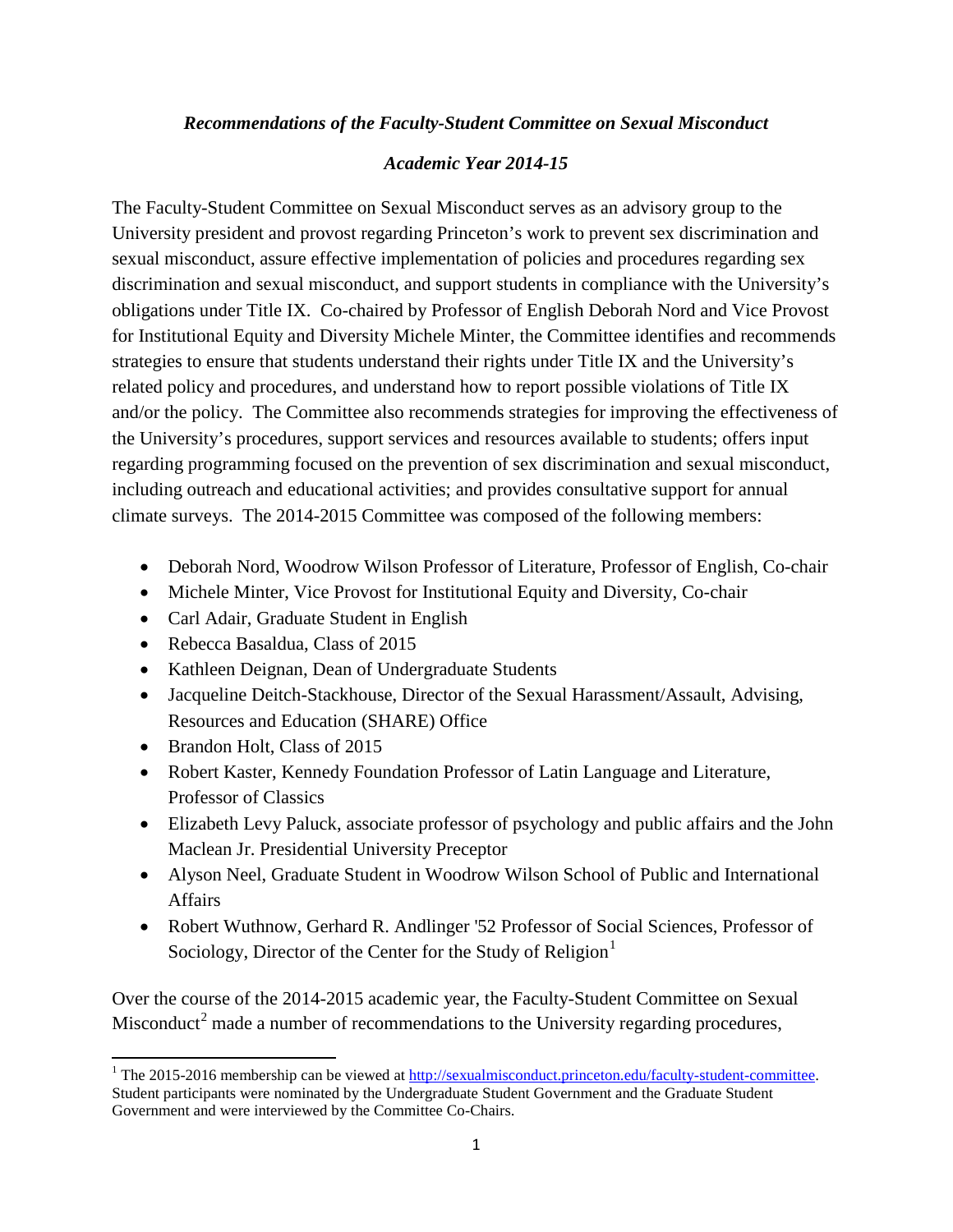*Recommendations of the Faculty-Student Committee on Sexual Misconduct*

*Academic Year 2014-15*

The Faculty-Student Committee on Sexual Misconduct serves as an advisory group to the University president and provost regarding Princeton's work to prevent sex discrimination and sexual misconduct, assure effective implementation of policies and procedures regarding sex discrimination and sexual misconduct, and support students in compliance with the University's obligations under Title IX. Co-chaired by Professor of English Deborah Nord and Vice Provost for Institutional Equity and Diversity Michele Minter, the Committee identifies and recommends strategies to ensure that students understand their rights under Title IX and the University's related policy and procedures, and understand how to report possible violations of Title IX and/or the policy. The Committee also recommends strategies for improving the effectiveness of the University's procedures, support services and resources available to students; offers input regarding programming focused on the prevention of sex discrimination and sexual misconduct, including outreach and educational activities; and provides consultative support for annual climate surveys. The 2014-2015 Committee was composed of the following members:

- Deborah Nord, Woodrow Wilson Professor of Literature, Professor of English, Co-chair
- Michele Minter, Vice Provost for Institutional Equity and Diversity, Co-chair
- Carl Adair, Graduate Student in English
- Rebecca Basaldua, Class of 2015
- Kathleen Deignan, Dean of Undergraduate Students
- Jacqueline Deitch-Stackhouse, Director of the Sexual Harassment/Assault, Advising, Resources and Education (SHARE) Office
- Brandon Holt, Class of 2015
- Robert Kaster, Kennedy Foundation Professor of Latin Language and Literature, Professor of Classics
- Elizabeth Levy Paluck, associate professor of psychology and public affairs and the John Maclean Jr. Presidential University Preceptor
- Alyson Neel, Graduate Student in Woodrow Wilson School of Public and International Affairs
- Robert Wuthnow, Gerhard R. Andlinger '52 Professor of Social Sciences, Professor of Sociology, Director of the Center for the Study of Religion[1]

Over the course of the 2014-2015 academic year, the Faculty-Student Committee on Sexual Misconduct[2] made a number of recommendations to the University regarding procedures,

---

[1] The 2015-2016 membership can be viewed at http://sexualmisconduct.princeton.edu/faculty-student-committee. Student participants were nominated by the Undergraduate Student Government and the Graduate Student Government and were interviewed by the Committee Co-Chairs.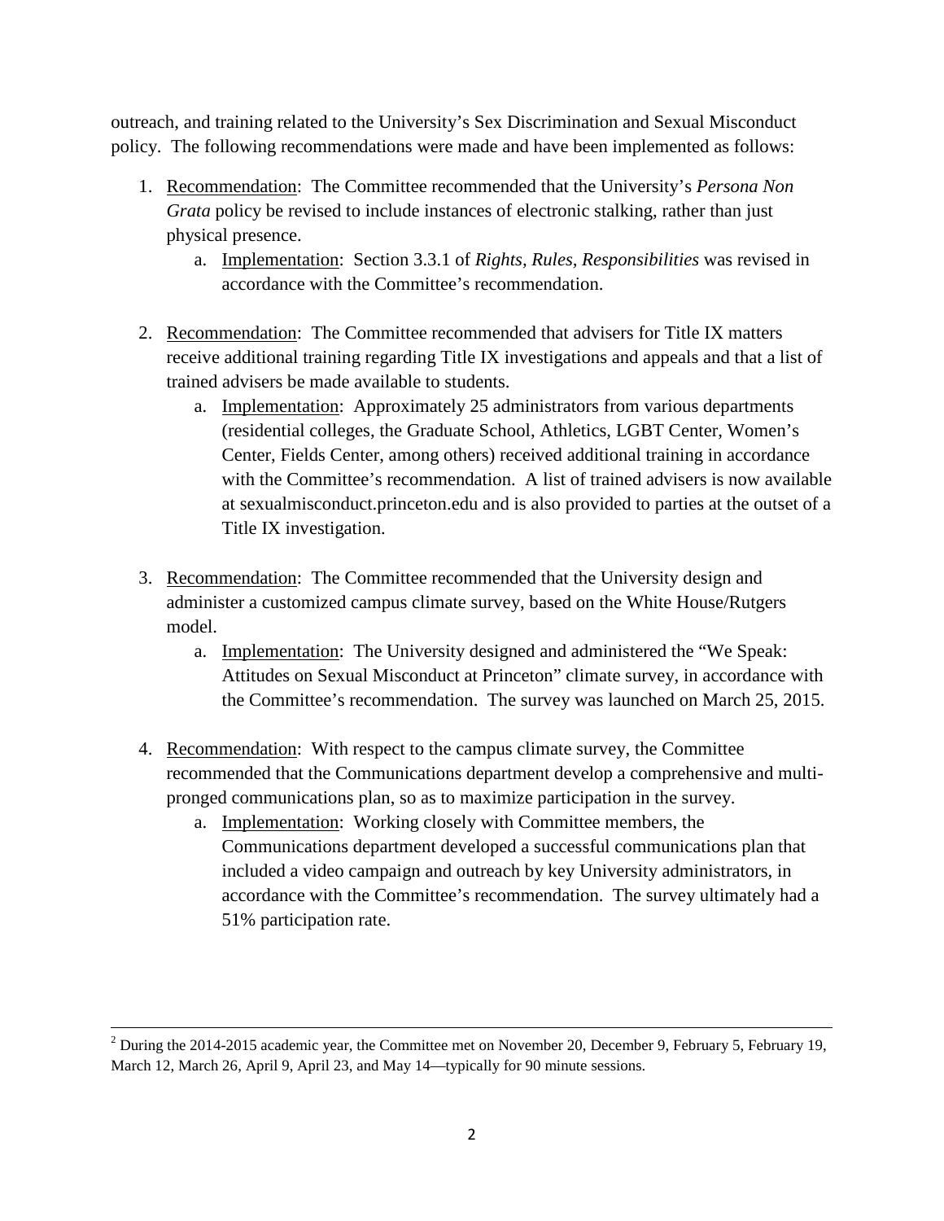outreach, and training related to the University's Sex Discrimination and Sexual Misconduct policy. The following recommendations were made and have been implemented as follows:

1. Recommendation: The Committee recommended that the University's *Persona Non Grata* policy be revised to include instances of electronic stalking, rather than just physical presence.
    a. Implementation: Section 3.3.1 of *Rights, Rules, Responsibilities* was revised in accordance with the Committee's recommendation.

2. Recommendation: The Committee recommended that advisers for Title IX matters receive additional training regarding Title IX investigations and appeals and that a list of trained advisers be made available to students.
    a. Implementation: Approximately 25 administrators from various departments (residential colleges, the Graduate School, Athletics, LGBT Center, Women's Center, Fields Center, among others) received additional training in accordance with the Committee's recommendation. A list of trained advisers is now available at sexualmisconduct.princeton.edu and is also provided to parties at the outset of a Title IX investigation.

3. Recommendation: The Committee recommended that the University design and administer a customized campus climate survey, based on the White House/Rutgers model.
    a. Implementation: The University designed and administered the "We Speak: Attitudes on Sexual Misconduct at Princeton" climate survey, in accordance with the Committee's recommendation. The survey was launched on March 25, 2015.

4. Recommendation: With respect to the campus climate survey, the Committee recommended that the Communications department develop a comprehensive and multi-pronged communications plan, so as to maximize participation in the survey.
    a. Implementation: Working closely with Committee members, the Communications department developed a successful communications plan that included a video campaign and outreach by key University administrators, in accordance with the Committee's recommendation. The survey ultimately had a 51% participation rate.

---

[2] During the 2014-2015 academic year, the Committee met on November 20, December 9, February 5, February 19, March 12, March 26, April 9, April 23, and May 14—typically for 90 minute sessions.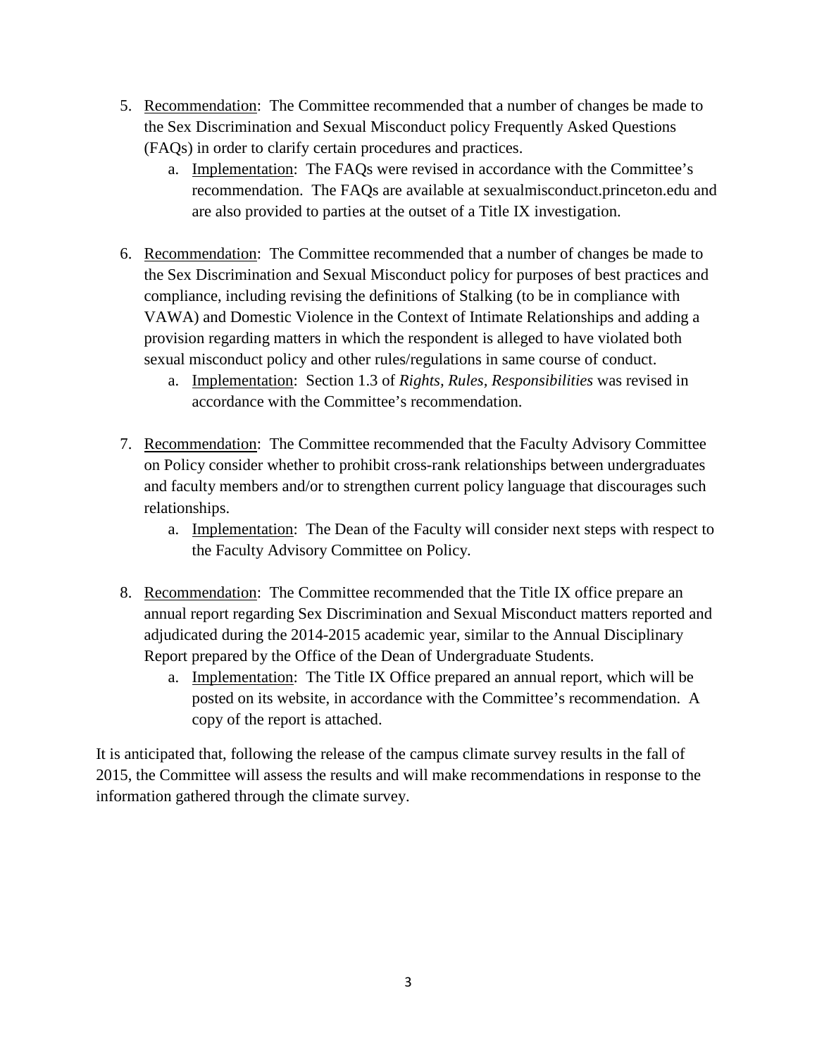5. Recommendation: The Committee recommended that a number of changes be made to the Sex Discrimination and Sexual Misconduct policy Frequently Asked Questions (FAQs) in order to clarify certain procedures and practices.
    a. Implementation: The FAQs were revised in accordance with the Committee's recommendation. The FAQs are available at sexualmisconduct.princeton.edu and are also provided to parties at the outset of a Title IX investigation.

6. Recommendation: The Committee recommended that a number of changes be made to the Sex Discrimination and Sexual Misconduct policy for purposes of best practices and compliance, including revising the definitions of Stalking (to be in compliance with VAWA) and Domestic Violence in the Context of Intimate Relationships and adding a provision regarding matters in which the respondent is alleged to have violated both sexual misconduct policy and other rules/regulations in same course of conduct.
    a. Implementation: Section 1.3 of *Rights, Rules, Responsibilities* was revised in accordance with the Committee's recommendation.

7. Recommendation: The Committee recommended that the Faculty Advisory Committee on Policy consider whether to prohibit cross-rank relationships between undergraduates and faculty members and/or to strengthen current policy language that discourages such relationships.
    a. Implementation: The Dean of the Faculty will consider next steps with respect to the Faculty Advisory Committee on Policy.

8. Recommendation: The Committee recommended that the Title IX office prepare an annual report regarding Sex Discrimination and Sexual Misconduct matters reported and adjudicated during the 2014-2015 academic year, similar to the Annual Disciplinary Report prepared by the Office of the Dean of Undergraduate Students.
    a. Implementation: The Title IX Office prepared an annual report, which will be posted on its website, in accordance with the Committee's recommendation. A copy of the report is attached.

It is anticipated that, following the release of the campus climate survey results in the fall of 2015, the Committee will assess the results and will make recommendations in response to the information gathered through the climate survey.